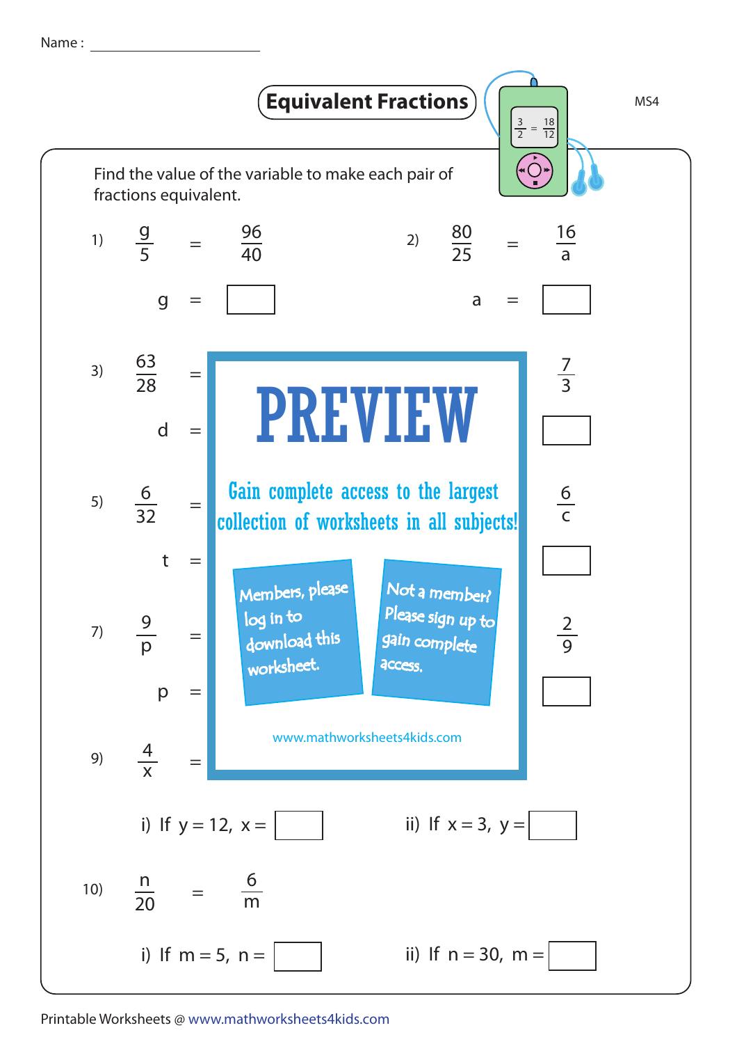Name : ____________________

# Equivalent Fractions

MS4

Find the value of the variable to make each pair of fractions equivalent.

1) $\frac{g}{5} = \frac{96}{40}$

g = ☐

2) $\frac{80}{25} = \frac{16}{a}$

a = ☐

3) $\frac{63}{28} =$

d =

$\frac{7}{3}$

☐

5) $\frac{6}{32} =$

t =

$\frac{6}{c}$

☐

7) $\frac{9}{p} =$

p =

$\frac{2}{9}$

☐

9) $\frac{4}{x} =$

i) If $y = 12$, $x =$ ☐

ii) If $x = 3$, $y =$ ☐

10) $\frac{n}{20} = \frac{6}{m}$

i) If $m = 5$, $n =$ ☐

ii) If $n = 30$, $m =$ ☐

PREVIEW

Gain complete access to the largest collection of worksheets in all subjects!

Members, please log in to download this worksheet.

Not a member? Please sign up to gain complete access.

www.mathworksheets4kids.com

Printable Worksheets @ www.mathworksheets4kids.com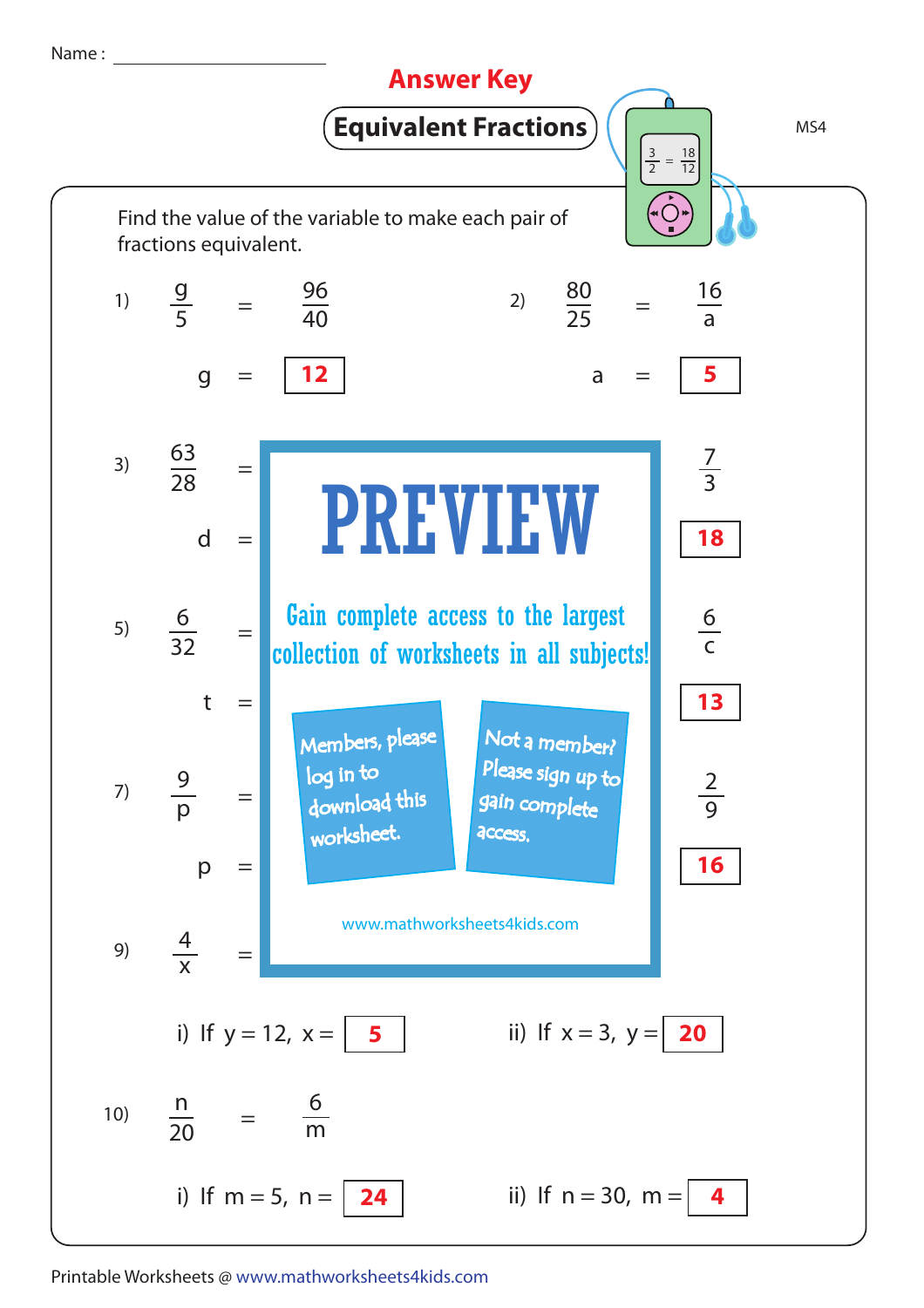Name : ____________________

**Answer Key**

# Equivalent Fractions

MS4

Find the value of the variable to make each pair of fractions equivalent.

1) $\frac{g}{5} = \frac{96}{40}$

g = **12**

2) $\frac{80}{25} = \frac{16}{a}$

a = **5**

3) $\frac{63}{28} =$ ... $\frac{7}{3}$

d = ... **18**

5) $\frac{6}{32} =$ ... $\frac{6}{c}$

t = ... **13**

7) $\frac{9}{p} =$ ... $\frac{2}{9}$

p = ... **16**

9) $\frac{4}{x} =$

i) If y = 12, x = **5**

ii) If x = 3, y = **20**

10) $\frac{n}{20} = \frac{6}{m}$

i) If m = 5, n = **24**

ii) If n = 30, m = **4**

**PREVIEW**

Gain complete access to the largest collection of worksheets in all subjects!

Members, please log in to download this worksheet.

Not a member? Please sign up to gain complete access.

www.mathworksheets4kids.com

Printable Worksheets @ www.mathworksheets4kids.com